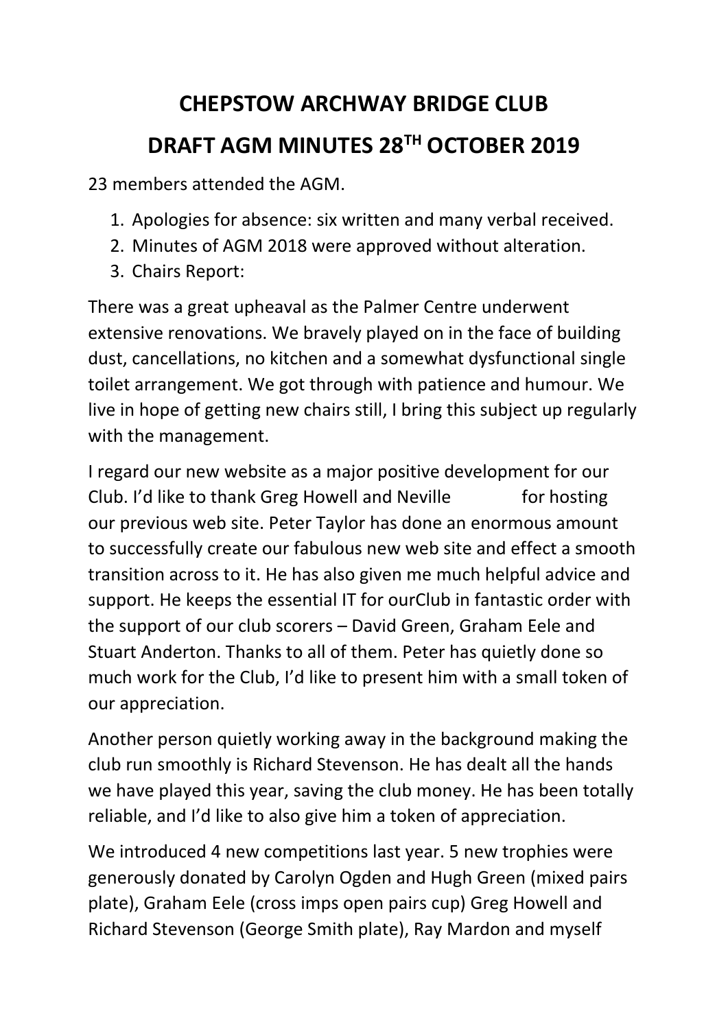# CHEPSTOW ARCHWAY BRIDGE CLUB

# DRAFT AGM MINUTES 28TH OCTOBER 2019

23 members attended the AGM.

1. Apologies for absence: six written and many verbal received.
2. Minutes of AGM 2018 were approved without alteration.
3. Chairs Report:

There was a great upheaval as the Palmer Centre underwent extensive renovations. We bravely played on in the face of building dust, cancellations, no kitchen and a somewhat dysfunctional single toilet arrangement. We got through with patience and humour. We live in hope of getting new chairs still, I bring this subject up regularly with the management.

I regard our new website as a major positive development for our Club. I'd like to thank Greg Howell and Neville for hosting our previous web site. Peter Taylor has done an enormous amount to successfully create our fabulous new web site and effect a smooth transition across to it. He has also given me much helpful advice and support. He keeps the essential IT for ourClub in fantastic order with the support of our club scorers – David Green, Graham Eele and Stuart Anderton. Thanks to all of them. Peter has quietly done so much work for the Club, I'd like to present him with a small token of our appreciation.

Another person quietly working away in the background making the club run smoothly is Richard Stevenson. He has dealt all the hands we have played this year, saving the club money. He has been totally reliable, and I'd like to also give him a token of appreciation.

We introduced 4 new competitions last year. 5 new trophies were generously donated by Carolyn Ogden and Hugh Green (mixed pairs plate), Graham Eele (cross imps open pairs cup) Greg Howell and Richard Stevenson (George Smith plate), Ray Mardon and myself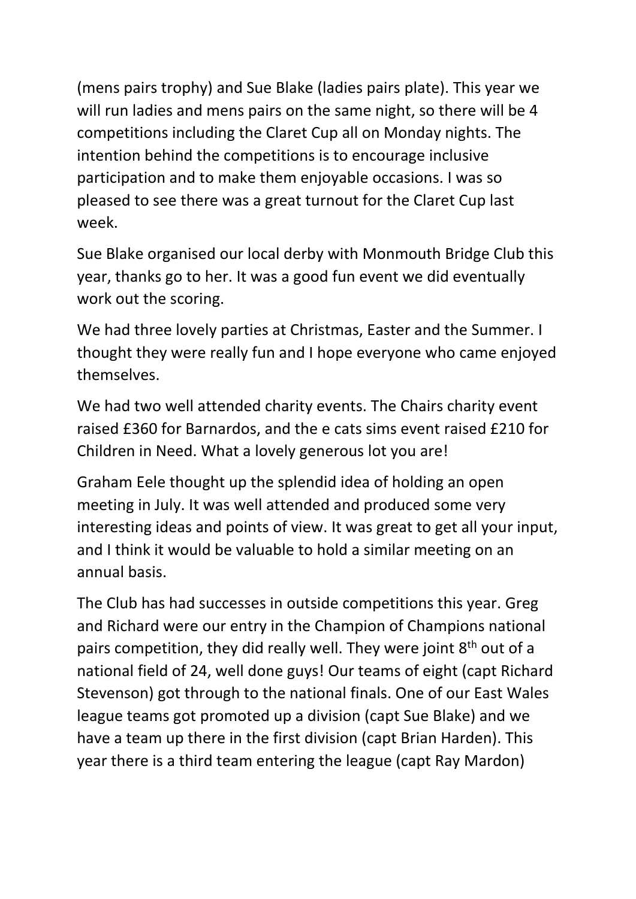(mens pairs trophy) and Sue Blake (ladies pairs plate). This year we will run ladies and mens pairs on the same night, so there will be 4 competitions including the Claret Cup all on Monday nights. The intention behind the competitions is to encourage inclusive participation and to make them enjoyable occasions. I was so pleased to see there was a great turnout for the Claret Cup last week.

Sue Blake organised our local derby with Monmouth Bridge Club this year, thanks go to her. It was a good fun event we did eventually work out the scoring.

We had three lovely parties at Christmas, Easter and the Summer. I thought they were really fun and I hope everyone who came enjoyed themselves.

We had two well attended charity events. The Chairs charity event raised £360 for Barnardos, and the e cats sims event raised £210 for Children in Need. What a lovely generous lot you are!

Graham Eele thought up the splendid idea of holding an open meeting in July. It was well attended and produced some very interesting ideas and points of view. It was great to get all your input, and I think it would be valuable to hold a similar meeting on an annual basis.

The Club has had successes in outside competitions this year. Greg and Richard were our entry in the Champion of Champions national pairs competition, they did really well. They were joint 8th out of a national field of 24, well done guys! Our teams of eight (capt Richard Stevenson) got through to the national finals. One of our East Wales league teams got promoted up a division (capt Sue Blake) and we have a team up there in the first division (capt Brian Harden). This year there is a third team entering the league (capt Ray Mardon)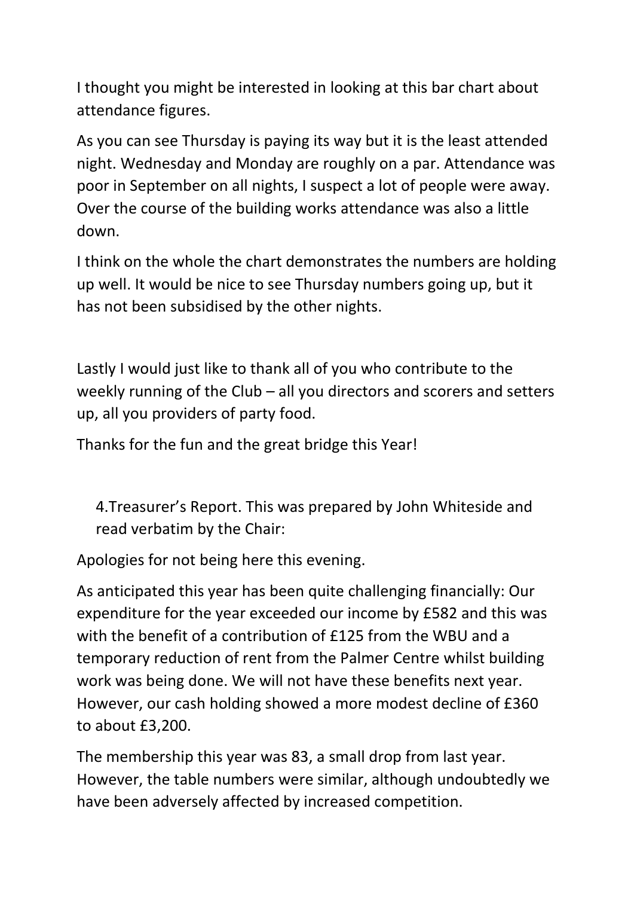I thought you might be interested in looking at this bar chart about attendance figures.

As you can see Thursday is paying its way but it is the least attended night. Wednesday and Monday are roughly on a par. Attendance was poor in September on all nights, I suspect a lot of people were away. Over the course of the building works attendance was also a little down.

I think on the whole the chart demonstrates the numbers are holding up well. It would be nice to see Thursday numbers going up, but it has not been subsidised by the other nights.

Lastly I would just like to thank all of you who contribute to the weekly running of the Club – all you directors and scorers and setters up, all you providers of party food.

Thanks for the fun and the great bridge this Year!

4. Treasurer's Report. This was prepared by John Whiteside and read verbatim by the Chair:

Apologies for not being here this evening.

As anticipated this year has been quite challenging financially: Our expenditure for the year exceeded our income by £582 and this was with the benefit of a contribution of £125 from the WBU and a temporary reduction of rent from the Palmer Centre whilst building work was being done. We will not have these benefits next year. However, our cash holding showed a more modest decline of £360 to about £3,200.

The membership this year was 83, a small drop from last year. However, the table numbers were similar, although undoubtedly we have been adversely affected by increased competition.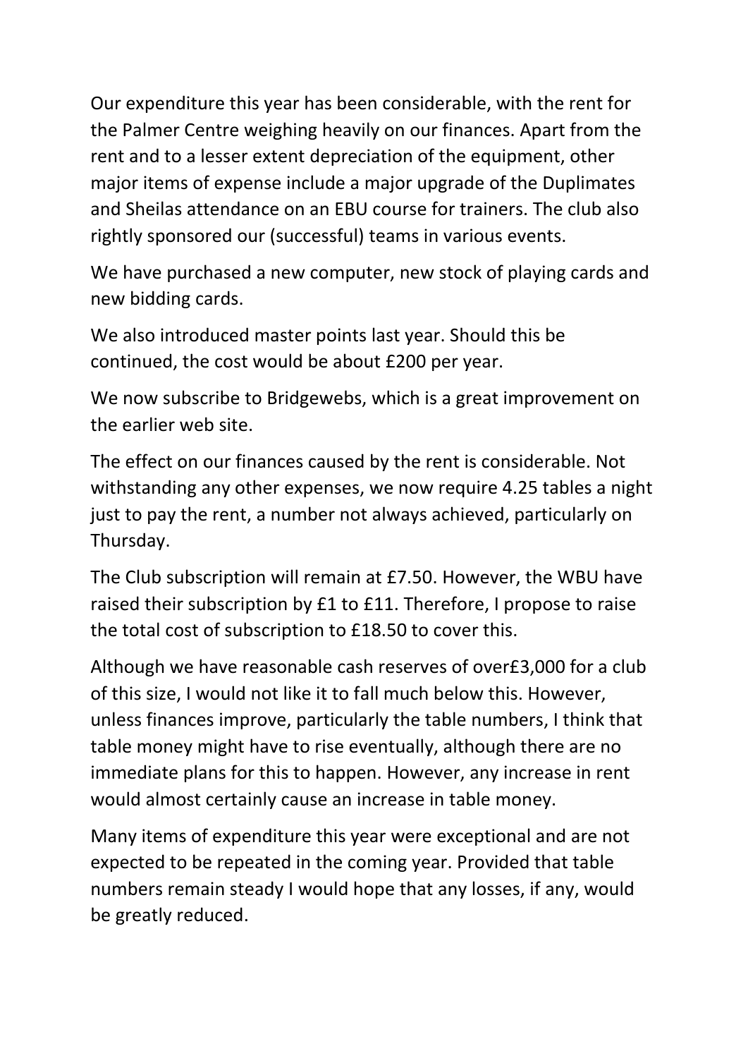Our expenditure this year has been considerable, with the rent for the Palmer Centre weighing heavily on our finances. Apart from the rent and to a lesser extent depreciation of the equipment, other major items of expense include a major upgrade of the Duplimates and Sheilas attendance on an EBU course for trainers. The club also rightly sponsored our (successful) teams in various events.

We have purchased a new computer, new stock of playing cards and new bidding cards.

We also introduced master points last year. Should this be continued, the cost would be about £200 per year.

We now subscribe to Bridgewebs, which is a great improvement on the earlier web site.

The effect on our finances caused by the rent is considerable. Not withstanding any other expenses, we now require 4.25 tables a night just to pay the rent, a number not always achieved, particularly on Thursday.

The Club subscription will remain at £7.50. However, the WBU have raised their subscription by £1 to £11. Therefore, I propose to raise the total cost of subscription to £18.50 to cover this.

Although we have reasonable cash reserves of over£3,000 for a club of this size, I would not like it to fall much below this. However, unless finances improve, particularly the table numbers, I think that table money might have to rise eventually, although there are no immediate plans for this to happen. However, any increase in rent would almost certainly cause an increase in table money.

Many items of expenditure this year were exceptional and are not expected to be repeated in the coming year. Provided that table numbers remain steady I would hope that any losses, if any, would be greatly reduced.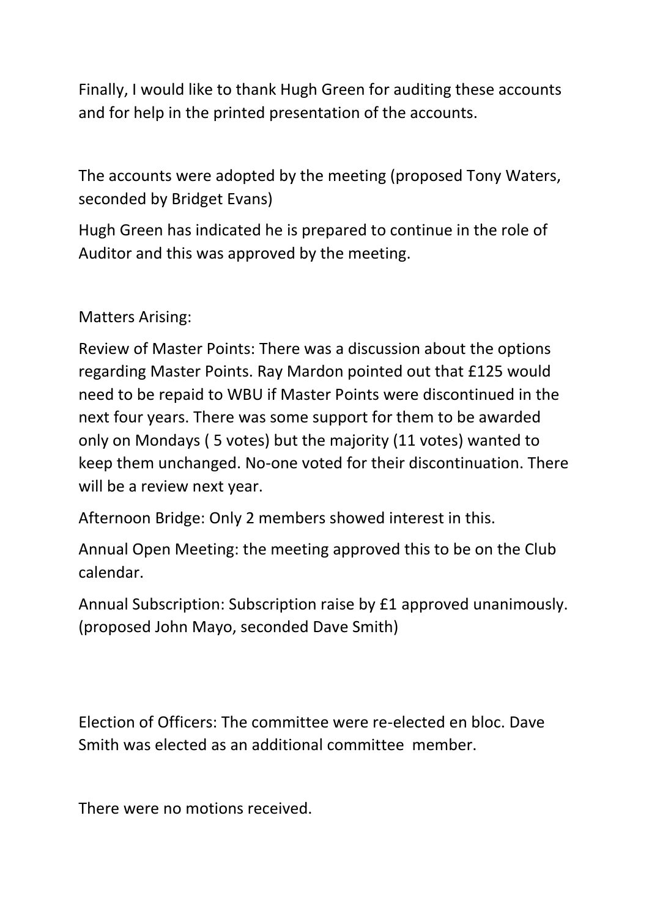Finally, I would like to thank Hugh Green for auditing these accounts and for help in the printed presentation of the accounts.

The accounts were adopted by the meeting (proposed Tony Waters, seconded by Bridget Evans)

Hugh Green has indicated he is prepared to continue in the role of Auditor and this was approved by the meeting.

Matters Arising:

Review of Master Points: There was a discussion about the options regarding Master Points. Ray Mardon pointed out that £125 would need to be repaid to WBU if Master Points were discontinued in the next four years. There was some support for them to be awarded only on Mondays ( 5 votes) but the majority (11 votes) wanted to keep them unchanged. No-one voted for their discontinuation. There will be a review next year.

Afternoon Bridge: Only 2 members showed interest in this.

Annual Open Meeting: the meeting approved this to be on the Club calendar.

Annual Subscription: Subscription raise by £1 approved unanimously. (proposed John Mayo, seconded Dave Smith)

Election of Officers: The committee were re-elected en bloc. Dave Smith was elected as an additional committee member.

There were no motions received.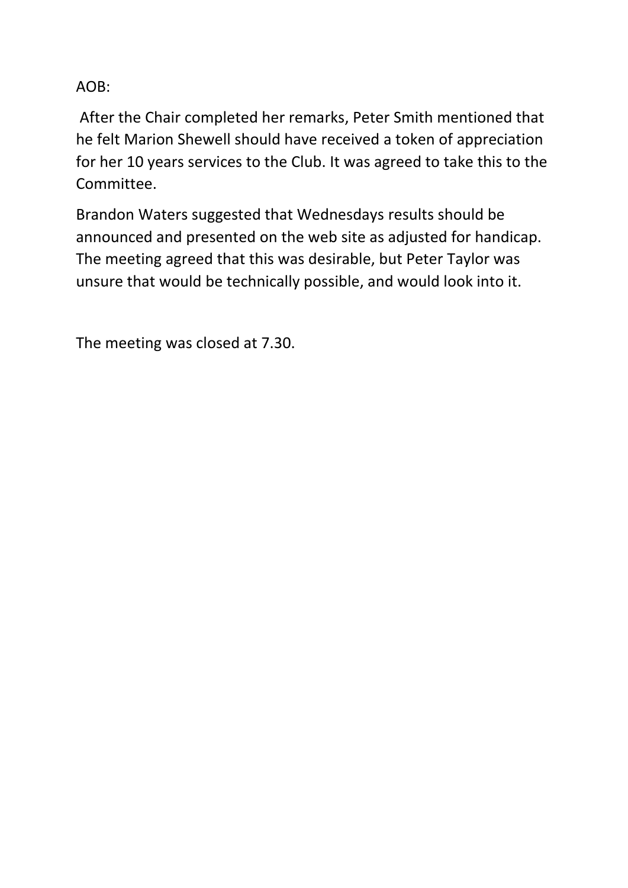AOB:

After the Chair completed her remarks, Peter Smith mentioned that he felt Marion Shewell should have received a token of appreciation for her 10 years services to the Club. It was agreed to take this to the Committee.

Brandon Waters suggested that Wednesdays results should be announced and presented on the web site as adjusted for handicap. The meeting agreed that this was desirable, but Peter Taylor was unsure that would be technically possible, and would look into it.

The meeting was closed at 7.30.